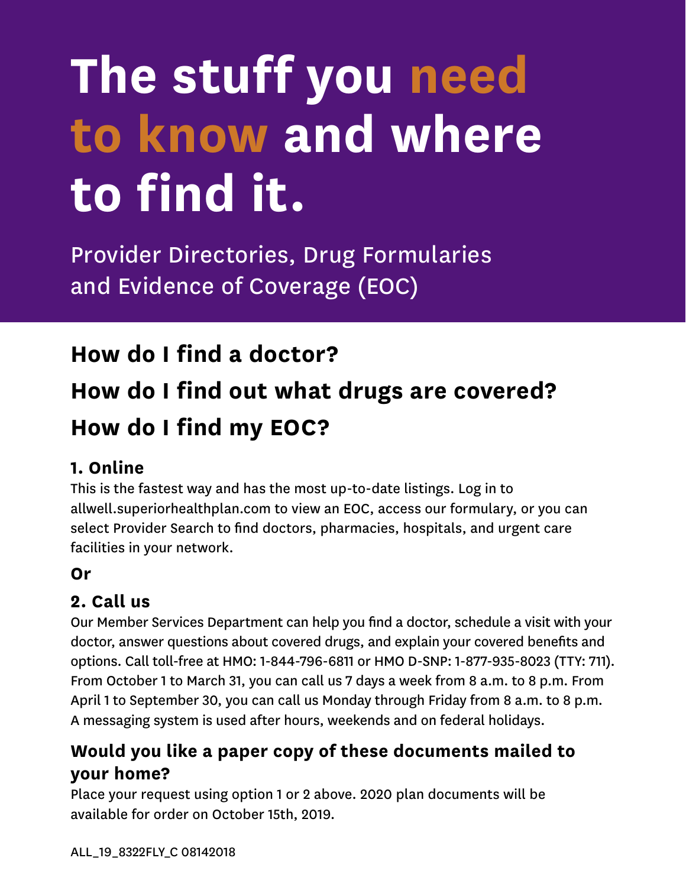# The stuff you need to know and where to find it.

Provider Directories, Drug Formularies and Evidence of Coverage (EOC)

## How do I find a doctor?

## How do I find out what drugs are covered?

## How do I find my EOC?

### 1. Online

This is the fastest way and has the most up-to-date listings. Log in to allwell.superiorhealthplan.com to view an EOC, access our formulary, or you can select Provider Search to find doctors, pharmacies, hospitals, and urgent care facilities in your network.

**Or**

### 2. Call us

Our Member Services Department can help you find a doctor, schedule a visit with your doctor, answer questions about covered drugs, and explain your covered benefits and options. Call toll-free at HMO: 1-844-796-6811 or HMO D-SNP: 1-877-935-8023 (TTY: 711). From October 1 to March 31, you can call us 7 days a week from 8 a.m. to 8 p.m. From April 1 to September 30, you can call us Monday through Friday from 8 a.m. to 8 p.m. A messaging system is used after hours, weekends and on federal holidays.

### Would you like a paper copy of these documents mailed to your home?

Place your request using option 1 or 2 above. 2020 plan documents will be available for order on October 15th, 2019.

ALL_19_8322FLY_C 08142018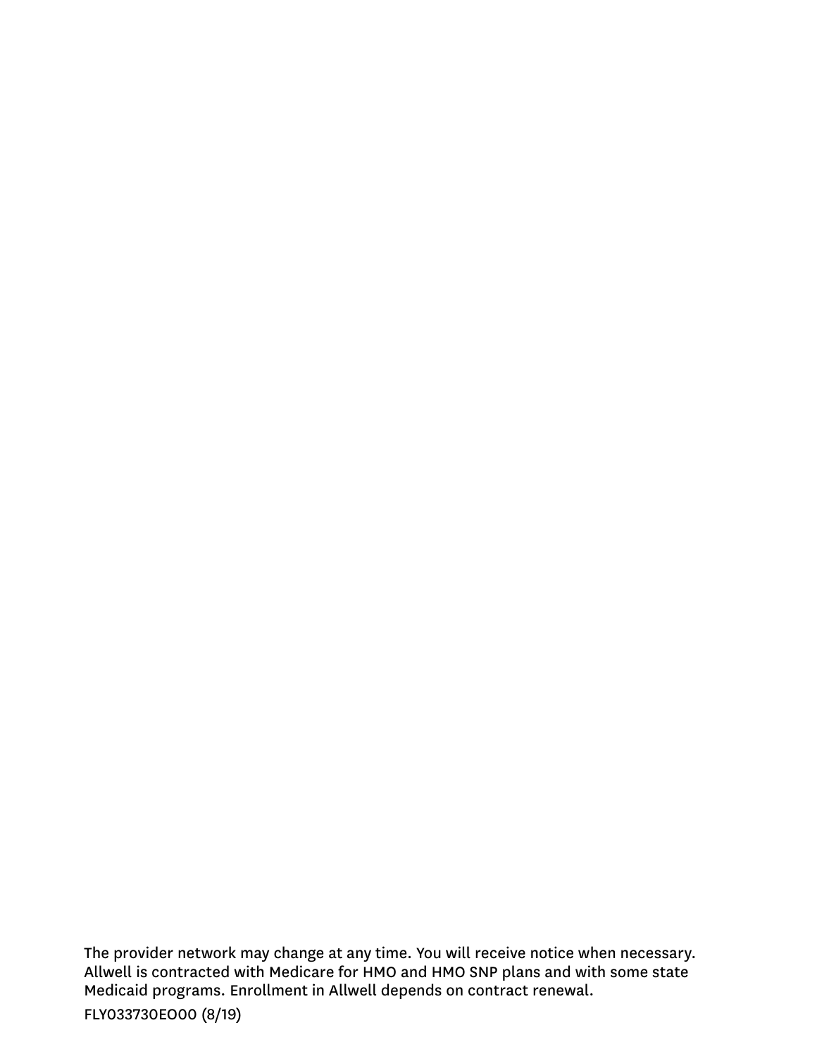The provider network may change at any time. You will receive notice when necessary. Allwell is contracted with Medicare for HMO and HMO SNP plans and with some state Medicaid programs. Enrollment in Allwell depends on contract renewal.

FLY033730EO00 (8/19)